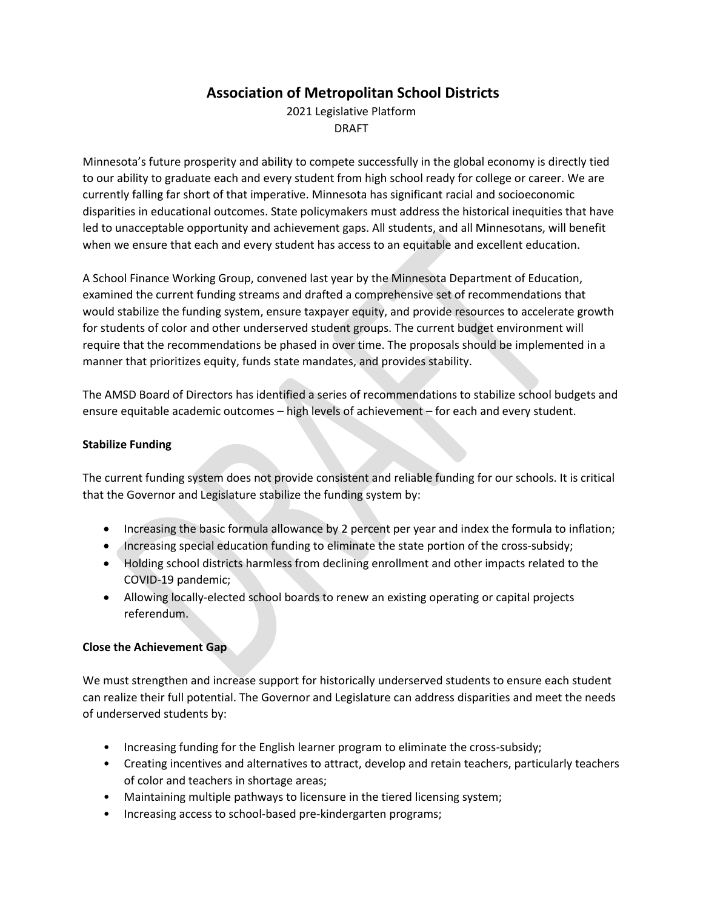# Association of Metropolitan School Districts

2021 Legislative Platform

DRAFT

Minnesota's future prosperity and ability to compete successfully in the global economy is directly tied to our ability to graduate each and every student from high school ready for college or career. We are currently falling far short of that imperative. Minnesota has significant racial and socioeconomic disparities in educational outcomes. State policymakers must address the historical inequities that have led to unacceptable opportunity and achievement gaps. All students, and all Minnesotans, will benefit when we ensure that each and every student has access to an equitable and excellent education.

A School Finance Working Group, convened last year by the Minnesota Department of Education, examined the current funding streams and drafted a comprehensive set of recommendations that would stabilize the funding system, ensure taxpayer equity, and provide resources to accelerate growth for students of color and other underserved student groups. The current budget environment will require that the recommendations be phased in over time. The proposals should be implemented in a manner that prioritizes equity, funds state mandates, and provides stability.

The AMSD Board of Directors has identified a series of recommendations to stabilize school budgets and ensure equitable academic outcomes – high levels of achievement – for each and every student.

**Stabilize Funding**

The current funding system does not provide consistent and reliable funding for our schools. It is critical that the Governor and Legislature stabilize the funding system by:

- Increasing the basic formula allowance by 2 percent per year and index the formula to inflation;
- Increasing special education funding to eliminate the state portion of the cross-subsidy;
- Holding school districts harmless from declining enrollment and other impacts related to the COVID-19 pandemic;
- Allowing locally-elected school boards to renew an existing operating or capital projects referendum.

**Close the Achievement Gap**

We must strengthen and increase support for historically underserved students to ensure each student can realize their full potential. The Governor and Legislature can address disparities and meet the needs of underserved students by:

- Increasing funding for the English learner program to eliminate the cross-subsidy;
- Creating incentives and alternatives to attract, develop and retain teachers, particularly teachers of color and teachers in shortage areas;
- Maintaining multiple pathways to licensure in the tiered licensing system;
- Increasing access to school-based pre-kindergarten programs;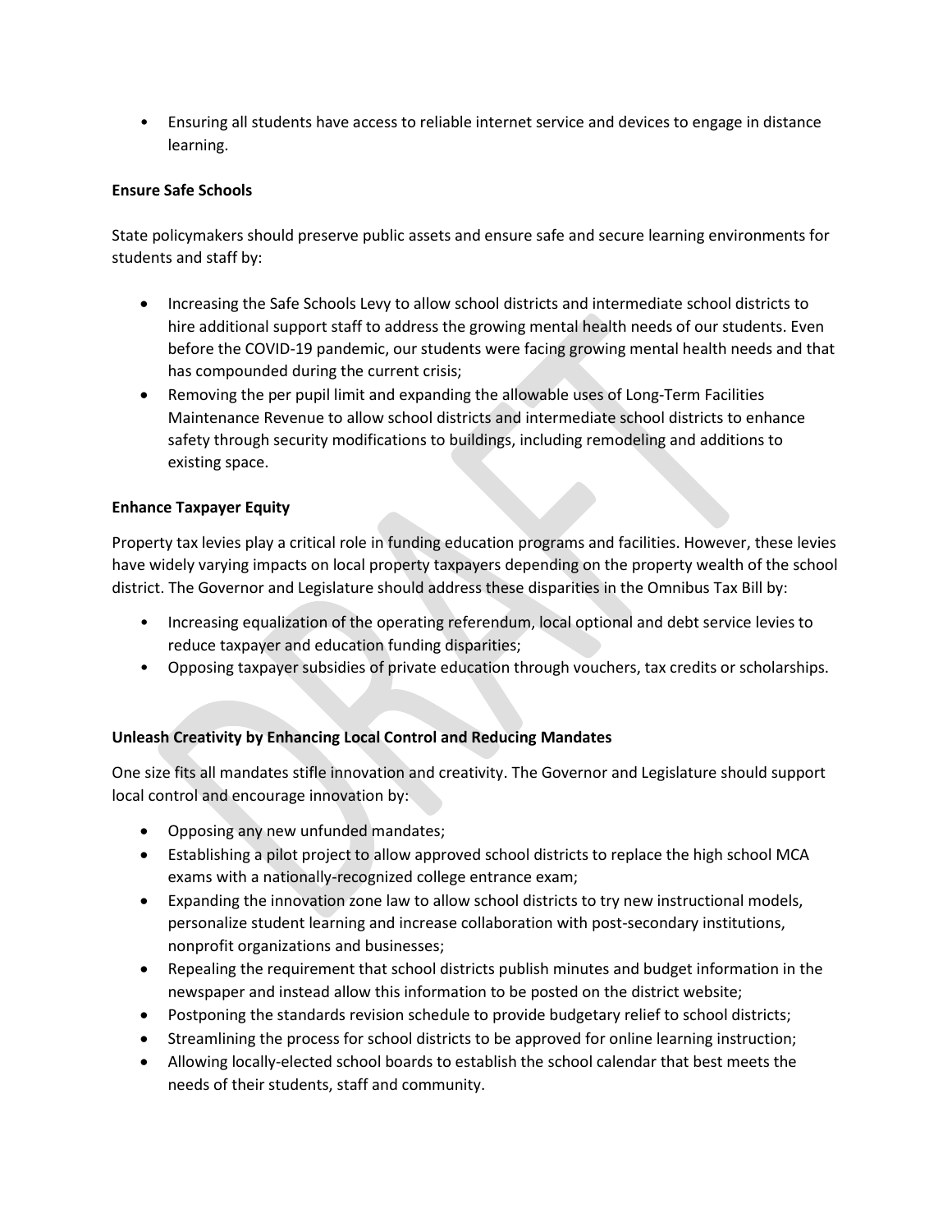- Ensuring all students have access to reliable internet service and devices to engage in distance learning.

**Ensure Safe Schools**

State policymakers should preserve public assets and ensure safe and secure learning environments for students and staff by:

- Increasing the Safe Schools Levy to allow school districts and intermediate school districts to hire additional support staff to address the growing mental health needs of our students. Even before the COVID-19 pandemic, our students were facing growing mental health needs and that has compounded during the current crisis;
- Removing the per pupil limit and expanding the allowable uses of Long-Term Facilities Maintenance Revenue to allow school districts and intermediate school districts to enhance safety through security modifications to buildings, including remodeling and additions to existing space.

**Enhance Taxpayer Equity**

Property tax levies play a critical role in funding education programs and facilities. However, these levies have widely varying impacts on local property taxpayers depending on the property wealth of the school district. The Governor and Legislature should address these disparities in the Omnibus Tax Bill by:

- Increasing equalization of the operating referendum, local optional and debt service levies to reduce taxpayer and education funding disparities;
- Opposing taxpayer subsidies of private education through vouchers, tax credits or scholarships.

**Unleash Creativity by Enhancing Local Control and Reducing Mandates**

One size fits all mandates stifle innovation and creativity. The Governor and Legislature should support local control and encourage innovation by:

- Opposing any new unfunded mandates;
- Establishing a pilot project to allow approved school districts to replace the high school MCA exams with a nationally-recognized college entrance exam;
- Expanding the innovation zone law to allow school districts to try new instructional models, personalize student learning and increase collaboration with post-secondary institutions, nonprofit organizations and businesses;
- Repealing the requirement that school districts publish minutes and budget information in the newspaper and instead allow this information to be posted on the district website;
- Postponing the standards revision schedule to provide budgetary relief to school districts;
- Streamlining the process for school districts to be approved for online learning instruction;
- Allowing locally-elected school boards to establish the school calendar that best meets the needs of their students, staff and community.